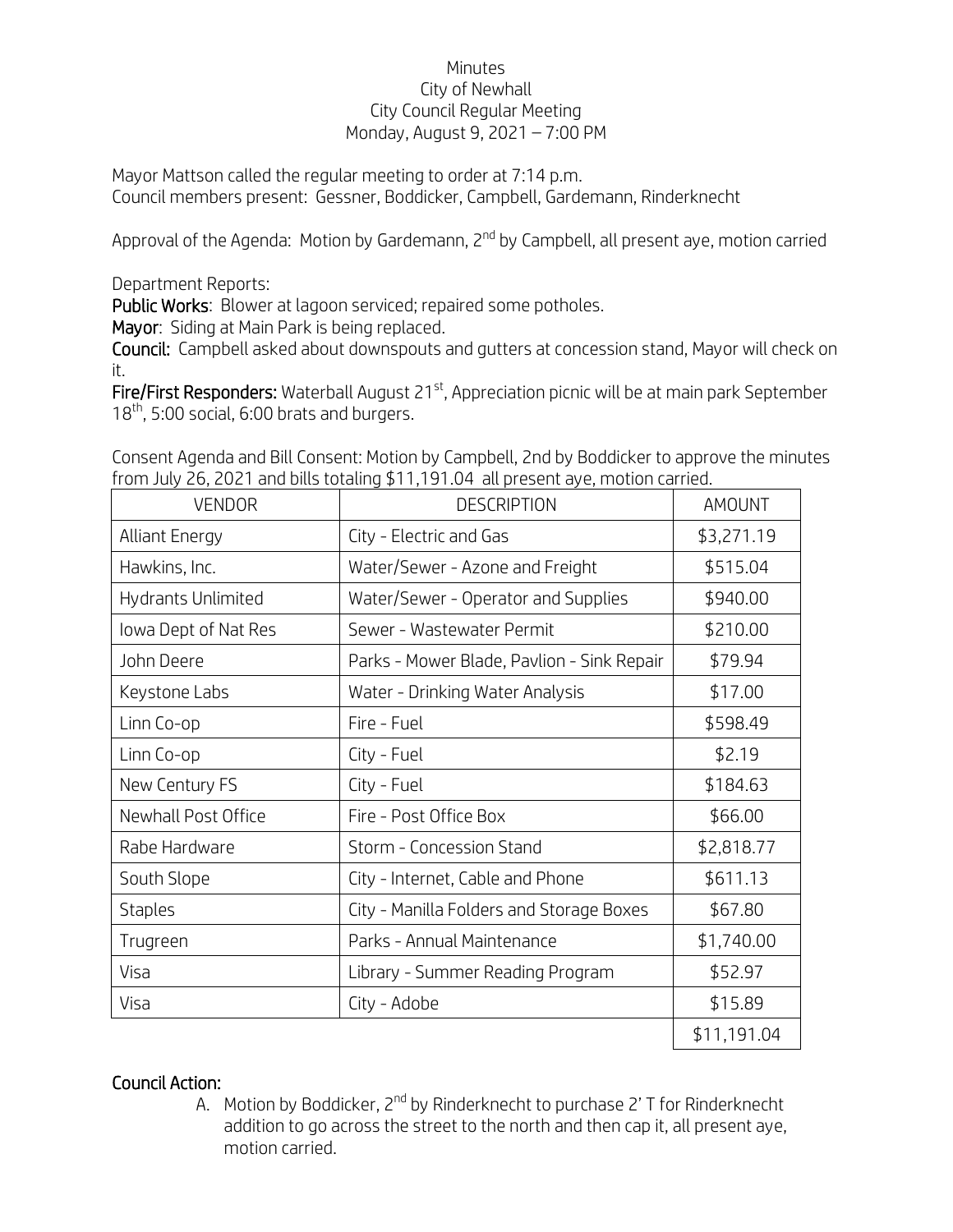Minutes
City of Newhall
City Council Regular Meeting
Monday, August 9, 2021 – 7:00 PM

Mayor Mattson called the regular meeting to order at 7:14 p.m.
Council members present: Gessner, Boddicker, Campbell, Gardemann, Rinderknecht

Approval of the Agenda: Motion by Gardemann, 2nd by Campbell, all present aye, motion carried

Department Reports:
**Public Works**: Blower at lagoon serviced; repaired some potholes.
**Mayor**: Siding at Main Park is being replaced.
**Council:** Campbell asked about downspouts and gutters at concession stand, Mayor will check on it.
**Fire/First Responders:** Waterball August 21st, Appreciation picnic will be at main park September 18th, 5:00 social, 6:00 brats and burgers.

Consent Agenda and Bill Consent: Motion by Campbell, 2nd by Boddicker to approve the minutes from July 26, 2021 and bills totaling $11,191.04 all present aye, motion carried.

| VENDOR | DESCRIPTION | AMOUNT |
|---|---|---|
| Alliant Energy | City - Electric and Gas | $3,271.19 |
| Hawkins, Inc. | Water/Sewer - Azone and Freight | $515.04 |
| Hydrants Unlimited | Water/Sewer - Operator and Supplies | $940.00 |
| Iowa Dept of Nat Res | Sewer - Wastewater Permit | $210.00 |
| John Deere | Parks - Mower Blade, Pavlion - Sink Repair | $79.94 |
| Keystone Labs | Water - Drinking Water Analysis | $17.00 |
| Linn Co-op | Fire - Fuel | $598.49 |
| Linn Co-op | City - Fuel | $2.19 |
| New Century FS | City - Fuel | $184.63 |
| Newhall Post Office | Fire - Post Office Box | $66.00 |
| Rabe Hardware | Storm - Concession Stand | $2,818.77 |
| South Slope | City - Internet, Cable and Phone | $611.13 |
| Staples | City - Manilla Folders and Storage Boxes | $67.80 |
| Trugreen | Parks - Annual Maintenance | $1,740.00 |
| Visa | Library - Summer Reading Program | $52.97 |
| Visa | City - Adobe | $15.89 |
| | | $11,191.04 |

**Council Action:**

A. Motion by Boddicker, 2nd by Rinderknecht to purchase 2' T for Rinderknecht addition to go across the street to the north and then cap it, all present aye, motion carried.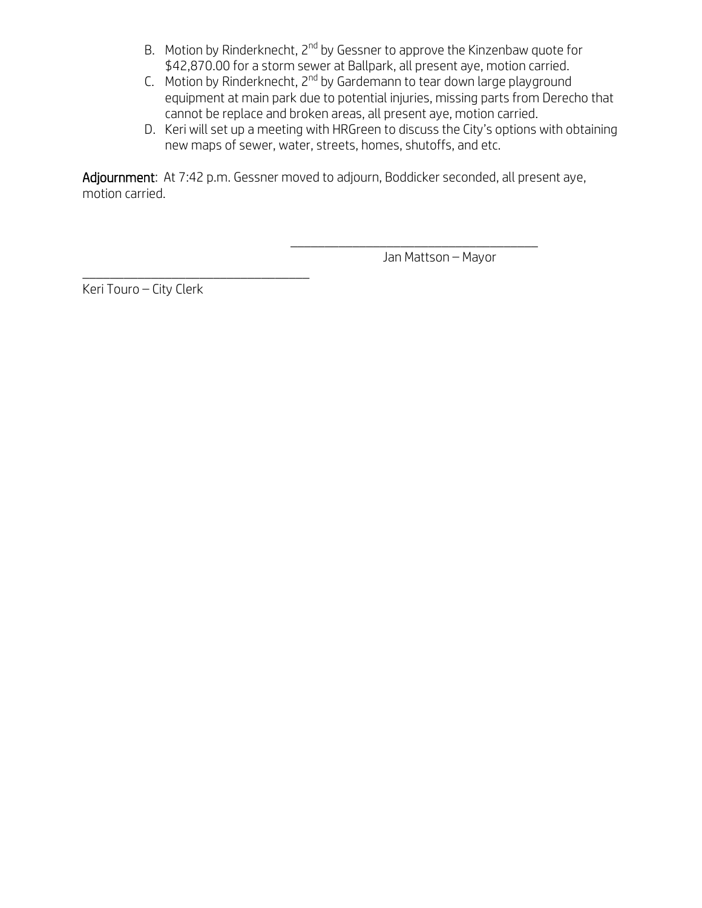B. Motion by Rinderknecht, 2nd by Gessner to approve the Kinzenbaw quote for $42,870.00 for a storm sewer at Ballpark, all present aye, motion carried.
C. Motion by Rinderknecht, 2nd by Gardemann to tear down large playground equipment at main park due to potential injuries, missing parts from Derecho that cannot be replace and broken areas, all present aye, motion carried.
D. Keri will set up a meeting with HRGreen to discuss the City's options with obtaining new maps of sewer, water, streets, homes, shutoffs, and etc.

**Adjournment**: At 7:42 p.m. Gessner moved to adjourn, Boddicker seconded, all present aye, motion carried.

\_\_\_\_\_\_\_\_\_\_\_\_\_\_\_\_\_\_\_\_\_\_\_\_\_\_\_\_\_\_\_\_\_\_\_\_\_\_\_\_

Jan Mattson – Mayor

\_\_\_\_\_\_\_\_\_\_\_\_\_\_\_\_\_\_\_\_\_\_\_\_\_\_\_\_\_\_\_\_\_\_\_\_\_\_

Keri Touro – City Clerk